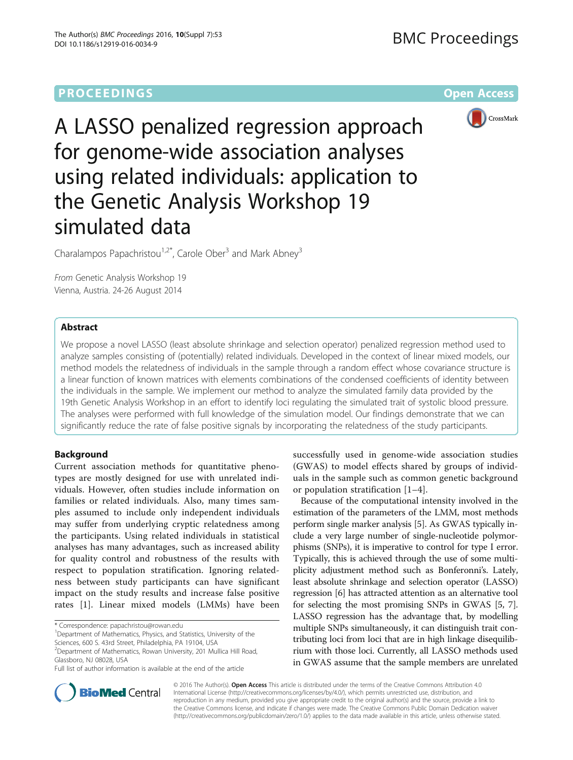# A LASSO penalized regression approach for genome-wide association analyses using related individuals: application to the Genetic Analysis Workshop 19 simulated data

Charalampos Papachristou[1,2*], Carole Ober[3] and Mark Abney[3]

*From* Genetic Analysis Workshop 19
Vienna, Austria. 24-26 August 2014

## Abstract

We propose a novel LASSO (least absolute shrinkage and selection operator) penalized regression method used to analyze samples consisting of (potentially) related individuals. Developed in the context of linear mixed models, our method models the relatedness of individuals in the sample through a random effect whose covariance structure is a linear function of known matrices with elements combinations of the condensed coefficients of identity between the individuals in the sample. We implement our method to analyze the simulated family data provided by the 19th Genetic Analysis Workshop in an effort to identify loci regulating the simulated trait of systolic blood pressure. The analyses were performed with full knowledge of the simulation model. Our findings demonstrate that we can significantly reduce the rate of false positive signals by incorporating the relatedness of the study participants.

## Background

Current association methods for quantitative phenotypes are mostly designed for use with unrelated individuals. However, often studies include information on families or related individuals. Also, many times samples assumed to include only independent individuals may suffer from underlying cryptic relatedness among the participants. Using related individuals in statistical analyses has many advantages, such as increased ability for quality control and robustness of the results with respect to population stratification. Ignoring relatedness between study participants can have significant impact on the study results and increase false positive rates [1]. Linear mixed models (LMMs) have been successfully used in genome-wide association studies (GWAS) to model effects shared by groups of individuals in the sample such as common genetic background or population stratification [1–4].

Because of the computational intensity involved in the estimation of the parameters of the LMM, most methods perform single marker analysis [5]. As GWAS typically include a very large number of single-nucleotide polymorphisms (SNPs), it is imperative to control for type I error. Typically, this is achieved through the use of some multiplicity adjustment method such as Bonferonni's. Lately, least absolute shrinkage and selection operator (LASSO) regression [6] has attracted attention as an alternative tool for selecting the most promising SNPs in GWAS [5, 7]. LASSO regression has the advantage that, by modelling multiple SNPs simultaneously, it can distinguish trait contributing loci from loci that are in high linkage disequilibrium with those loci. Currently, all LASSO methods used in GWAS assume that the sample members are unrelated

\* Correspondence: papachristou@rowan.edu
[1]Department of Mathematics, Physics, and Statistics, University of the Sciences, 600 S. 43rd Street, Philadelphia, PA 19104, USA
[2]Department of Mathematics, Rowan University, 201 Mullica Hill Road, Glassboro, NJ 08028, USA
Full list of author information is available at the end of the article

© 2016 The Author(s). **Open Access** This article is distributed under the terms of the Creative Commons Attribution 4.0 International License (http://creativecommons.org/licenses/by/4.0/), which permits unrestricted use, distribution, and reproduction in any medium, provided you give appropriate credit to the original author(s) and the source, provide a link to the Creative Commons license, and indicate if changes were made. The Creative Commons Public Domain Dedication waiver (http://creativecommons.org/publicdomain/zero/1.0/) applies to the data made available in this article, unless otherwise stated.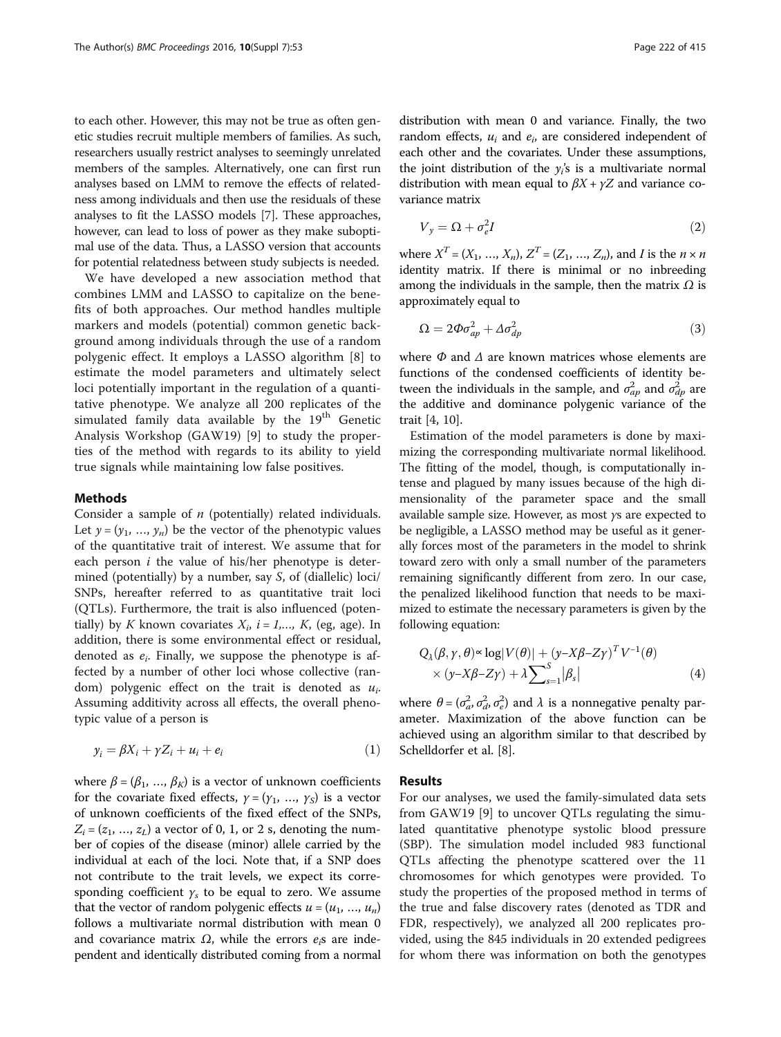to each other. However, this may not be true as often genetic studies recruit multiple members of families. As such, researchers usually restrict analyses to seemingly unrelated members of the samples. Alternatively, one can first run analyses based on LMM to remove the effects of relatedness among individuals and then use the residuals of these analyses to fit the LASSO models [7]. These approaches, however, can lead to loss of power as they make suboptimal use of the data. Thus, a LASSO version that accounts for potential relatedness between study subjects is needed.

We have developed a new association method that combines LMM and LASSO to capitalize on the benefits of both approaches. Our method handles multiple markers and models (potential) common genetic background among individuals through the use of a random polygenic effect. It employs a LASSO algorithm [8] to estimate the model parameters and ultimately select loci potentially important in the regulation of a quantitative phenotype. We analyze all 200 replicates of the simulated family data available by the 19[th] Genetic Analysis Workshop (GAW19) [9] to study the properties of the method with regards to its ability to yield true signals while maintaining low false positives.

## Methods

Consider a sample of $n$ (potentially) related individuals. Let $y = (y_1, \ldots, y_n)$ be the vector of the phenotypic values of the quantitative trait of interest. We assume that for each person $i$ the value of his/her phenotype is determined (potentially) by a number, say $S$, of (diallelic) loci/SNPs, hereafter referred to as quantitative trait loci (QTLs). Furthermore, the trait is also influenced (potentially) by $K$ known covariates $X_i$, $i = 1, \ldots, K$, (eg, age). In addition, there is some environmental effect or residual, denoted as $e_i$. Finally, we suppose the phenotype is affected by a number of other loci whose collective (random) polygenic effect on the trait is denoted as $u_i$. Assuming additivity across all effects, the overall phenotypic value of a person is

$$y_i = \beta X_i + \gamma Z_i + u_i + e_i \tag{1}$$

where $\beta = (\beta_1, \ldots, \beta_K)$ is a vector of unknown coefficients for the covariate fixed effects, $\gamma = (\gamma_1, \ldots, \gamma_S)$ is a vector of unknown coefficients of the fixed effect of the SNPs, $Z_i = (z_1, \ldots, z_L)$ a vector of 0, 1, or 2 s, denoting the number of copies of the disease (minor) allele carried by the individual at each of the loci. Note that, if a SNP does not contribute to the trait levels, we expect its corresponding coefficient $\gamma_s$ to be equal to zero. We assume that the vector of random polygenic effects $u = (u_1, \ldots, u_n)$ follows a multivariate normal distribution with mean 0 and covariance matrix $\Omega$, while the errors $e_i$s are independent and identically distributed coming from a normal distribution with mean 0 and variance. Finally, the two random effects, $u_i$ and $e_i$, are considered independent of each other and the covariates. Under these assumptions, the joint distribution of the $y_i$'s is a multivariate normal distribution with mean equal to $\beta X + \gamma Z$ and variance covariance matrix

$$V_y = \Omega + \sigma_e^2 I \tag{2}$$

where $X^T = (X_1, \ldots, X_n)$, $Z^T = (Z_1, \ldots, Z_n)$, and $I$ is the $n \times n$ identity matrix. If there is minimal or no inbreeding among the individuals in the sample, then the matrix $\Omega$ is approximately equal to

$$\Omega = 2\Phi\sigma_{ap}^2 + \Delta\sigma_{dp}^2 \tag{3}$$

where $\Phi$ and $\Delta$ are known matrices whose elements are functions of the condensed coefficients of identity between the individuals in the sample, and $\sigma_{ap}^2$ and $\sigma_{dp}^2$ are the additive and dominance polygenic variance of the trait [4, 10].

Estimation of the model parameters is done by maximizing the corresponding multivariate normal likelihood. The fitting of the model, though, is computationally intense and plagued by many issues because of the high dimensionality of the parameter space and the small available sample size. However, as most $\gamma$s are expected to be negligible, a LASSO method may be useful as it generally forces most of the parameters in the model to shrink toward zero with only a small number of the parameters remaining significantly different from zero. In our case, the penalized likelihood function that needs to be maximized to estimate the necessary parameters is given by the following equation:

$$Q_\lambda(\beta, \gamma, \theta) \propto \log|V(\theta)| + (y - X\beta - Z\gamma)^T V^{-1}(\theta) \times (y - X\beta - Z\gamma) + \lambda \sum_{s=1}^{S} |\beta_s| \tag{4}$$

where $\theta = (\sigma_a^2, \sigma_d^2, \sigma_e^2)$ and $\lambda$ is a nonnegative penalty parameter. Maximization of the above function can be achieved using an algorithm similar to that described by Schelldorfer et al. [8].

## Results

For our analyses, we used the family-simulated data sets from GAW19 [9] to uncover QTLs regulating the simulated quantitative phenotype systolic blood pressure (SBP). The simulation model included 983 functional QTLs affecting the phenotype scattered over the 11 chromosomes for which genotypes were provided. To study the properties of the proposed method in terms of the true and false discovery rates (denoted as TDR and FDR, respectively), we analyzed all 200 replicates provided, using the 845 individuals in 20 extended pedigrees for whom there was information on both the genotypes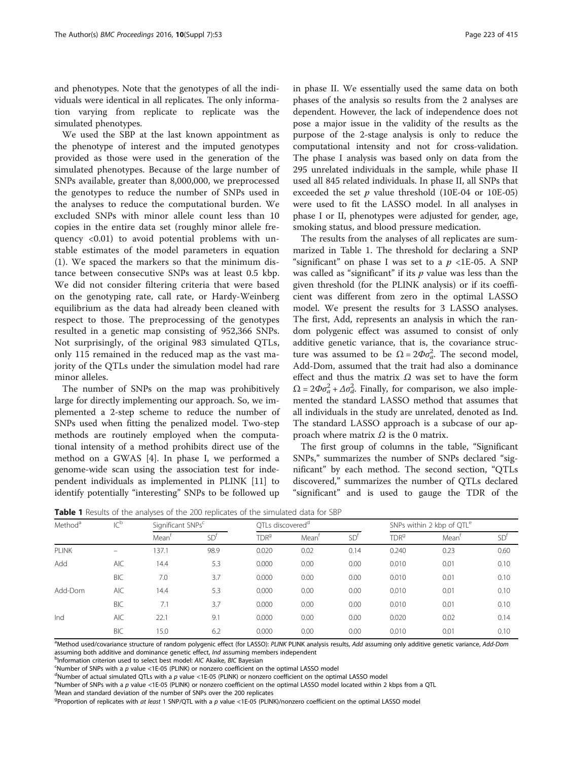and phenotypes. Note that the genotypes of all the individuals were identical in all replicates. The only information varying from replicate to replicate was the simulated phenotypes.

We used the SBP at the last known appointment as the phenotype of interest and the imputed genotypes provided as those were used in the generation of the simulated phenotypes. Because of the large number of SNPs available, greater than 8,000,000, we preprocessed the genotypes to reduce the number of SNPs used in the analyses to reduce the computational burden. We excluded SNPs with minor allele count less than 10 copies in the entire data set (roughly minor allele frequency <0.01) to avoid potential problems with unstable estimates of the model parameters in equation (1). We spaced the markers so that the minimum distance between consecutive SNPs was at least 0.5 kbp. We did not consider filtering criteria that were based on the genotyping rate, call rate, or Hardy-Weinberg equilibrium as the data had already been cleaned with respect to those. The preprocessing of the genotypes resulted in a genetic map consisting of 952,366 SNPs. Not surprisingly, of the original 983 simulated QTLs, only 115 remained in the reduced map as the vast majority of the QTLs under the simulation model had rare minor alleles.

The number of SNPs on the map was prohibitively large for directly implementing our approach. So, we implemented a 2-step scheme to reduce the number of SNPs used when fitting the penalized model. Two-step methods are routinely employed when the computational intensity of a method prohibits direct use of the method on a GWAS [4]. In phase I, we performed a genome-wide scan using the association test for independent individuals as implemented in PLINK [11] to identify potentially "interesting" SNPs to be followed up in phase II. We essentially used the same data on both phases of the analysis so results from the 2 analyses are dependent. However, the lack of independence does not pose a major issue in the validity of the results as the purpose of the 2-stage analysis is only to reduce the computational intensity and not for cross-validation. The phase I analysis was based only on data from the 295 unrelated individuals in the sample, while phase II used all 845 related individuals. In phase II, all SNPs that exceeded the set $p$ value threshold (10E-04 or 10E-05) were used to fit the LASSO model. In all analyses in phase I or II, phenotypes were adjusted for gender, age, smoking status, and blood pressure medication.

The results from the analyses of all replicates are summarized in Table 1. The threshold for declaring a SNP "significant" on phase I was set to a $p$ <1E-05. A SNP was called as "significant" if its $p$ value was less than the given threshold (for the PLINK analysis) or if its coefficient was different from zero in the optimal LASSO model. We present the results for 3 LASSO analyses. The first, Add, represents an analysis in which the random polygenic effect was assumed to consist of only additive genetic variance, that is, the covariance structure was assumed to be $\Omega = 2\Phi\sigma_a^2$. The second model, Add-Dom, assumed that the trait had also a dominance effect and thus the matrix $\Omega$ was set to have the form $\Omega = 2\Phi\sigma_a^2 + \Delta\sigma_d^2$. Finally, for comparison, we also implemented the standard LASSO method that assumes that all individuals in the study are unrelated, denoted as Ind. The standard LASSO approach is a subcase of our approach where matrix $\Omega$ is the 0 matrix.

The first group of columns in the table, "Significant SNPs," summarizes the number of SNPs declared "significant" by each method. The second section, "QTLs discovered," summarizes the number of QTLs declared "significant" and is used to gauge the TDR of the

**Table 1** Results of the analyses of the 200 replicates of the simulated data for SBP

| Method[a] | IC[b] | Significant SNPs[c] | | QTLs discovered[d] | | | SNPs within 2 kbp of QTL[e] | | |
|---|---|---|---|---|---|---|---|---|---|
| | | Mean[f] | SD[f] | TDR[g] | Mean[f] | SD[f] | TDR[g] | Mean[f] | SD[f] |
| PLINK | – | 137.1 | 98.9 | 0.020 | 0.02 | 0.14 | 0.240 | 0.23 | 0.60 |
| Add | AIC | 14.4 | 5.3 | 0.000 | 0.00 | 0.00 | 0.010 | 0.01 | 0.10 |
| | BIC | 7.0 | 3.7 | 0.000 | 0.00 | 0.00 | 0.010 | 0.01 | 0.10 |
| Add-Dom | AIC | 14.4 | 5.3 | 0.000 | 0.00 | 0.00 | 0.010 | 0.01 | 0.10 |
| | BIC | 7.1 | 3.7 | 0.000 | 0.00 | 0.00 | 0.010 | 0.01 | 0.10 |
| Ind | AIC | 22.1 | 9.1 | 0.000 | 0.00 | 0.00 | 0.020 | 0.02 | 0.14 |
| | BIC | 15.0 | 6.2 | 0.000 | 0.00 | 0.00 | 0.010 | 0.01 | 0.10 |

[a]Method used/covariance structure of random polygenic effect (for LASSO): *PLINK* PLINK analysis results, *Add* assuming only additive genetic variance, *Add-Dom* assuming both additive and dominance genetic effect, *Ind* assuming members independent
[b]Information criterion used to select best model: *AIC* Akaike, *BIC* Bayesian
[c]Number of SNPs with a $p$ value <1E-05 (PLINK) or nonzero coefficient on the optimal LASSO model
[d]Number of actual simulated QTLs with a $p$ value <1E-05 (PLINK) or nonzero coefficient on the optimal LASSO model
[e]Number of SNPs with a $p$ value <1E-05 (PLINK) or nonzero coefficient on the optimal LASSO model located within 2 kbps from a QTL
[f]Mean and standard deviation of the number of SNPs over the 200 replicates
[g]Proportion of replicates with *at least* 1 SNP/QTL with a $p$ value <1E-05 (PLINK)/nonzero coefficient on the optimal LASSO model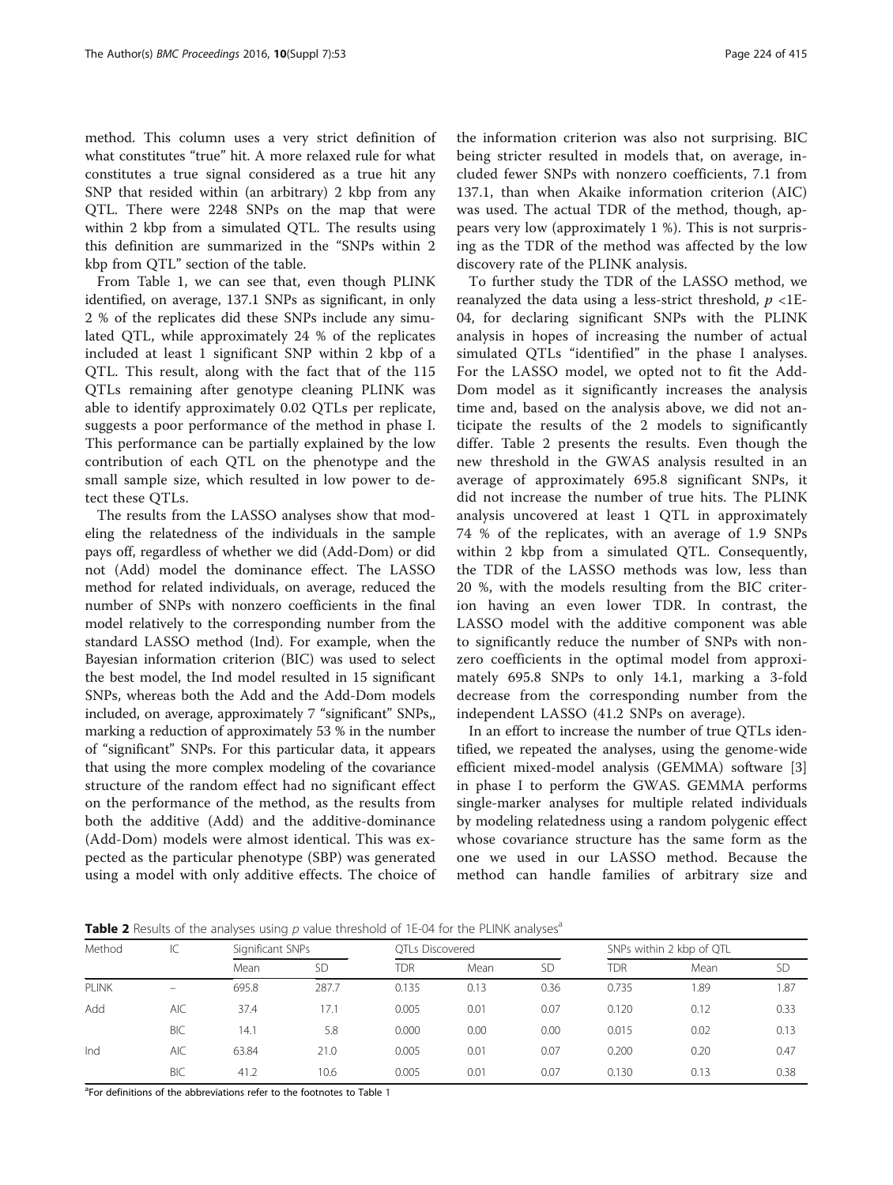method. This column uses a very strict definition of what constitutes "true" hit. A more relaxed rule for what constitutes a true signal considered as a true hit any SNP that resided within (an arbitrary) 2 kbp from any QTL. There were 2248 SNPs on the map that were within 2 kbp from a simulated QTL. The results using this definition are summarized in the "SNPs within 2 kbp from QTL" section of the table.

From Table 1, we can see that, even though PLINK identified, on average, 137.1 SNPs as significant, in only 2 % of the replicates did these SNPs include any simulated QTL, while approximately 24 % of the replicates included at least 1 significant SNP within 2 kbp of a QTL. This result, along with the fact that of the 115 QTLs remaining after genotype cleaning PLINK was able to identify approximately 0.02 QTLs per replicate, suggests a poor performance of the method in phase I. This performance can be partially explained by the low contribution of each QTL on the phenotype and the small sample size, which resulted in low power to detect these QTLs.

The results from the LASSO analyses show that modeling the relatedness of the individuals in the sample pays off, regardless of whether we did (Add-Dom) or did not (Add) model the dominance effect. The LASSO method for related individuals, on average, reduced the number of SNPs with nonzero coefficients in the final model relatively to the corresponding number from the standard LASSO method (Ind). For example, when the Bayesian information criterion (BIC) was used to select the best model, the Ind model resulted in 15 significant SNPs, whereas both the Add and the Add-Dom models included, on average, approximately 7 "significant" SNPs,, marking a reduction of approximately 53 % in the number of "significant" SNPs. For this particular data, it appears that using the more complex modeling of the covariance structure of the random effect had no significant effect on the performance of the method, as the results from both the additive (Add) and the additive-dominance (Add-Dom) models were almost identical. This was expected as the particular phenotype (SBP) was generated using a model with only additive effects. The choice of the information criterion was also not surprising. BIC being stricter resulted in models that, on average, included fewer SNPs with nonzero coefficients, 7.1 from 137.1, than when Akaike information criterion (AIC) was used. The actual TDR of the method, though, appears very low (approximately 1 %). This is not surprising as the TDR of the method was affected by the low discovery rate of the PLINK analysis.

To further study the TDR of the LASSO method, we reanalyzed the data using a less-strict threshold, $p$ <1E-04, for declaring significant SNPs with the PLINK analysis in hopes of increasing the number of actual simulated QTLs "identified" in the phase I analyses. For the LASSO model, we opted not to fit the Add-Dom model as it significantly increases the analysis time and, based on the analysis above, we did not anticipate the results of the 2 models to significantly differ. Table 2 presents the results. Even though the new threshold in the GWAS analysis resulted in an average of approximately 695.8 significant SNPs, it did not increase the number of true hits. The PLINK analysis uncovered at least 1 QTL in approximately 74 % of the replicates, with an average of 1.9 SNPs within 2 kbp from a simulated QTL. Consequently, the TDR of the LASSO methods was low, less than 20 %, with the models resulting from the BIC criterion having an even lower TDR. In contrast, the LASSO model with the additive component was able to significantly reduce the number of SNPs with nonzero coefficients in the optimal model from approximately 695.8 SNPs to only 14.1, marking a 3-fold decrease from the corresponding number from the independent LASSO (41.2 SNPs on average).

In an effort to increase the number of true QTLs identified, we repeated the analyses, using the genome-wide efficient mixed-model analysis (GEMMA) software [3] in phase I to perform the GWAS. GEMMA performs single-marker analyses for multiple related individuals by modeling relatedness using a random polygenic effect whose covariance structure has the same form as the one we used in our LASSO method. Because the method can handle families of arbitrary size and

**Table 2** Results of the analyses using $p$ value threshold of 1E-04 for the PLINK analyses[a]

| Method | IC | Significant SNPs | | QTLs Discovered | | | SNPs within 2 kbp of QTL | | |
|---|---|---|---|---|---|---|---|---|---|
| | | Mean | SD | TDR | Mean | SD | TDR | Mean | SD |
| PLINK | – | 695.8 | 287.7 | 0.135 | 0.13 | 0.36 | 0.735 | 1.89 | 1.87 |
| Add | AIC | 37.4 | 17.1 | 0.005 | 0.01 | 0.07 | 0.120 | 0.12 | 0.33 |
| | BIC | 14.1 | 5.8 | 0.000 | 0.00 | 0.00 | 0.015 | 0.02 | 0.13 |
| Ind | AIC | 63.84 | 21.0 | 0.005 | 0.01 | 0.07 | 0.200 | 0.20 | 0.47 |
| | BIC | 41.2 | 10.6 | 0.005 | 0.01 | 0.07 | 0.130 | 0.13 | 0.38 |

[a]For definitions of the abbreviations refer to the footnotes to Table 1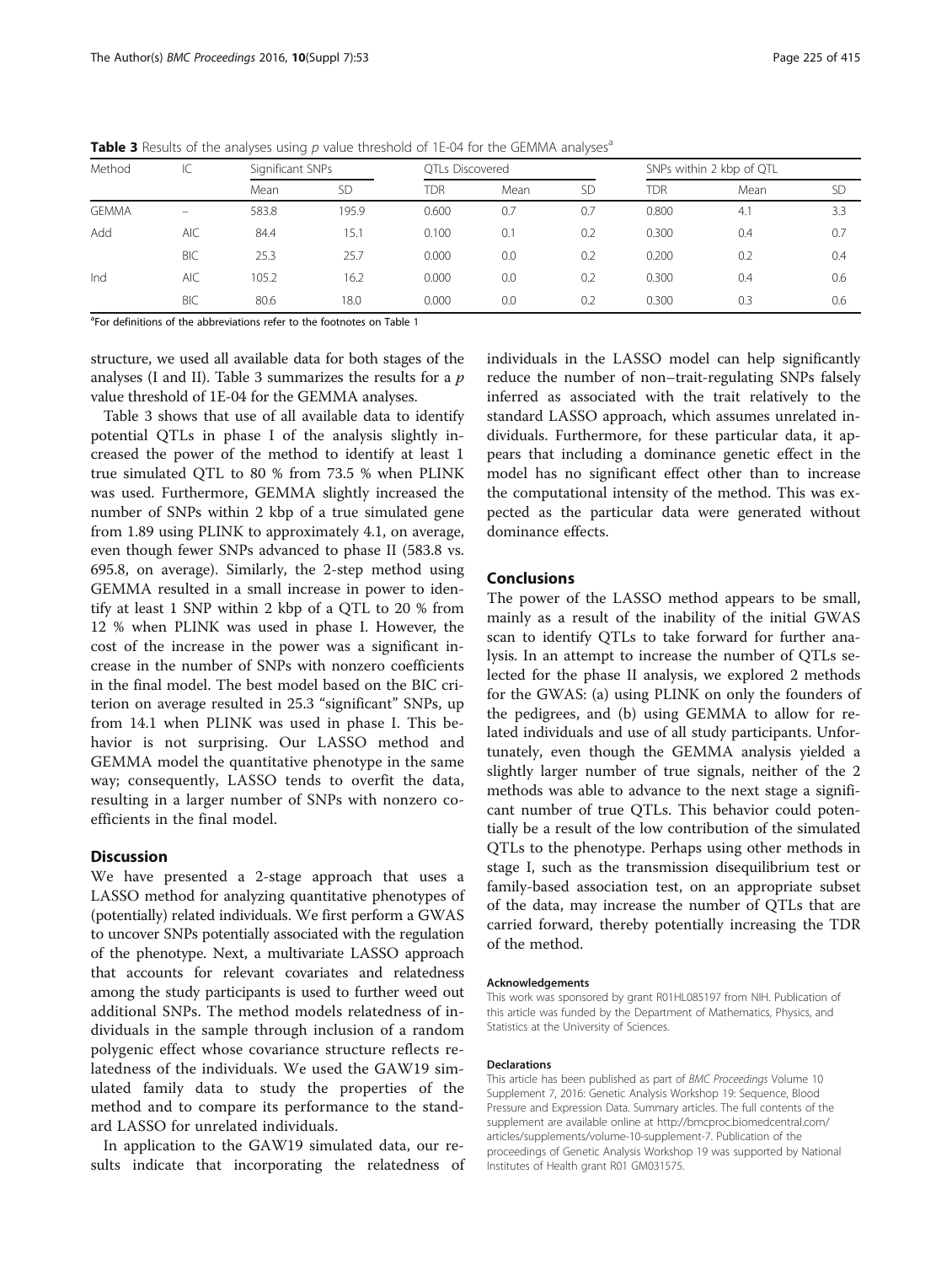**Table 3** Results of the analyses using $p$ value threshold of 1E-04 for the GEMMA analyses[a]

| Method | IC | Significant SNPs | | QTLs Discovered | | | SNPs within 2 kbp of QTL | | |
|---|---|---|---|---|---|---|---|---|---|
| | | Mean | SD | TDR | Mean | SD | TDR | Mean | SD |
| GEMMA | – | 583.8 | 195.9 | 0.600 | 0.7 | 0.7 | 0.800 | 4.1 | 3.3 |
| Add | AIC | 84.4 | 15.1 | 0.100 | 0.1 | 0.2 | 0.300 | 0.4 | 0.7 |
| | BIC | 25.3 | 25.7 | 0.000 | 0.0 | 0.2 | 0.200 | 0.2 | 0.4 |
| Ind | AIC | 105.2 | 16.2 | 0.000 | 0.0 | 0.2 | 0.300 | 0.4 | 0.6 |
| | BIC | 80.6 | 18.0 | 0.000 | 0.0 | 0.2 | 0.300 | 0.3 | 0.6 |

[a]For definitions of the abbreviations refer to the footnotes on Table 1

structure, we used all available data for both stages of the analyses (I and II). Table 3 summarizes the results for a $p$ value threshold of 1E-04 for the GEMMA analyses.

Table 3 shows that use of all available data to identify potential QTLs in phase I of the analysis slightly increased the power of the method to identify at least 1 true simulated QTL to 80 % from 73.5 % when PLINK was used. Furthermore, GEMMA slightly increased the number of SNPs within 2 kbp of a true simulated gene from 1.89 using PLINK to approximately 4.1, on average, even though fewer SNPs advanced to phase II (583.8 vs. 695.8, on average). Similarly, the 2-step method using GEMMA resulted in a small increase in power to identify at least 1 SNP within 2 kbp of a QTL to 20 % from 12 % when PLINK was used in phase I. However, the cost of the increase in the power was a significant increase in the number of SNPs with nonzero coefficients in the final model. The best model based on the BIC criterion on average resulted in 25.3 "significant" SNPs, up from 14.1 when PLINK was used in phase I. This behavior is not surprising. Our LASSO method and GEMMA model the quantitative phenotype in the same way; consequently, LASSO tends to overfit the data, resulting in a larger number of SNPs with nonzero coefficients in the final model.

## Discussion

We have presented a 2-stage approach that uses a LASSO method for analyzing quantitative phenotypes of (potentially) related individuals. We first perform a GWAS to uncover SNPs potentially associated with the regulation of the phenotype. Next, a multivariate LASSO approach that accounts for relevant covariates and relatedness among the study participants is used to further weed out additional SNPs. The method models relatedness of individuals in the sample through inclusion of a random polygenic effect whose covariance structure reflects relatedness of the individuals. We used the GAW19 simulated family data to study the properties of the method and to compare its performance to the standard LASSO for unrelated individuals.

In application to the GAW19 simulated data, our results indicate that incorporating the relatedness of individuals in the LASSO model can help significantly reduce the number of non–trait-regulating SNPs falsely inferred as associated with the trait relatively to the standard LASSO approach, which assumes unrelated individuals. Furthermore, for these particular data, it appears that including a dominance genetic effect in the model has no significant effect other than to increase the computational intensity of the method. This was expected as the particular data were generated without dominance effects.

## Conclusions

The power of the LASSO method appears to be small, mainly as a result of the inability of the initial GWAS scan to identify QTLs to take forward for further analysis. In an attempt to increase the number of QTLs selected for the phase II analysis, we explored 2 methods for the GWAS: (a) using PLINK on only the founders of the pedigrees, and (b) using GEMMA to allow for related individuals and use of all study participants. Unfortunately, even though the GEMMA analysis yielded a slightly larger number of true signals, neither of the 2 methods was able to advance to the next stage a significant number of true QTLs. This behavior could potentially be a result of the low contribution of the simulated QTLs to the phenotype. Perhaps using other methods in stage I, such as the transmission disequilibrium test or family-based association test, on an appropriate subset of the data, may increase the number of QTLs that are carried forward, thereby potentially increasing the TDR of the method.

#### Acknowledgements

This work was sponsored by grant R01HL085197 from NIH. Publication of this article was funded by the Department of Mathematics, Physics, and Statistics at the University of Sciences.

#### Declarations

This article has been published as part of *BMC Proceedings* Volume 10 Supplement 7, 2016: Genetic Analysis Workshop 19: Sequence, Blood Pressure and Expression Data. Summary articles. The full contents of the supplement are available online at http://bmcproc.biomedcentral.com/articles/supplements/volume-10-supplement-7. Publication of the proceedings of Genetic Analysis Workshop 19 was supported by National Institutes of Health grant R01 GM031575.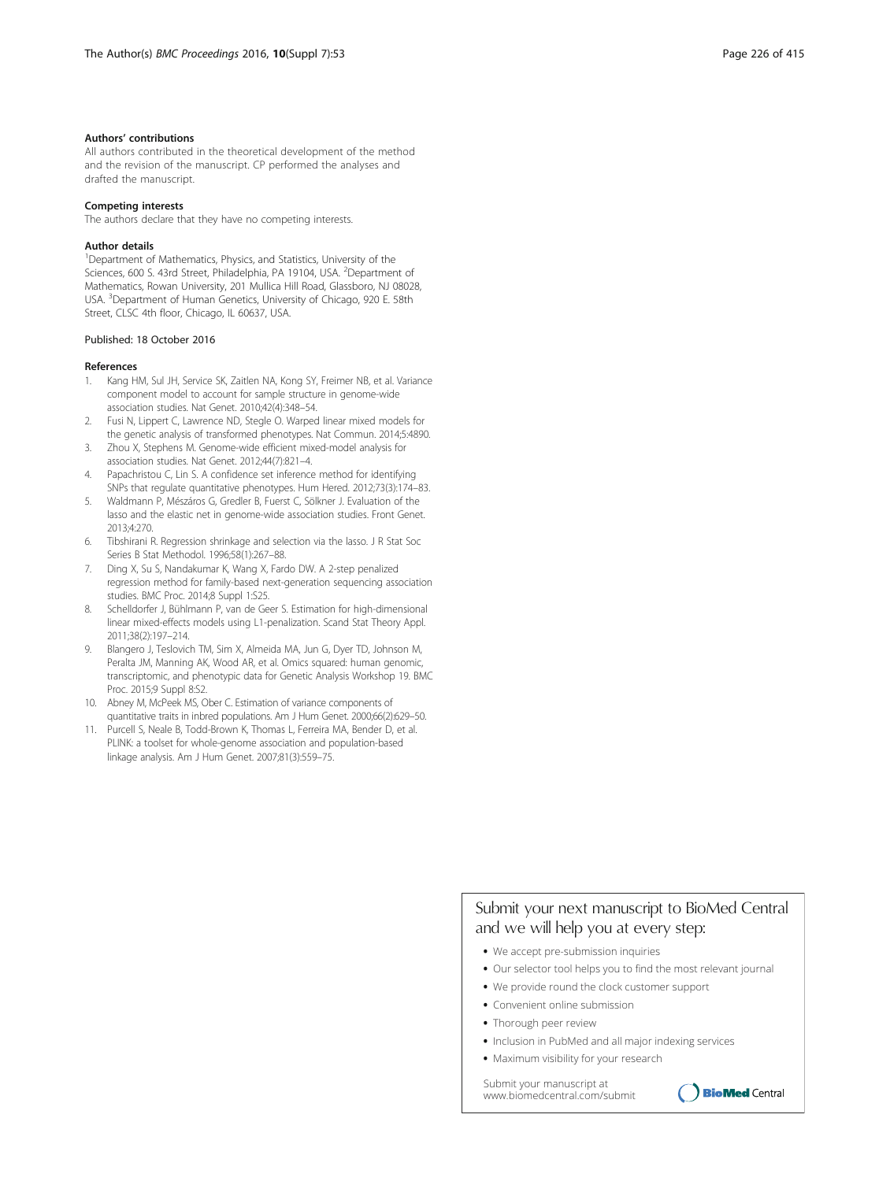#### Authors' contributions

All authors contributed in the theoretical development of the method and the revision of the manuscript. CP performed the analyses and drafted the manuscript.

#### Competing interests

The authors declare that they have no competing interests.

#### Author details

[1]Department of Mathematics, Physics, and Statistics, University of the Sciences, 600 S. 43rd Street, Philadelphia, PA 19104, USA. [2]Department of Mathematics, Rowan University, 201 Mullica Hill Road, Glassboro, NJ 08028, USA. [3]Department of Human Genetics, University of Chicago, 920 E. 58th Street, CLSC 4th floor, Chicago, IL 60637, USA.

Published: 18 October 2016

#### References

1. Kang HM, Sul JH, Service SK, Zaitlen NA, Kong SY, Freimer NB, et al. Variance component model to account for sample structure in genome-wide association studies. Nat Genet. 2010;42(4):348–54.
2. Fusi N, Lippert C, Lawrence ND, Stegle O. Warped linear mixed models for the genetic analysis of transformed phenotypes. Nat Commun. 2014;5:4890.
3. Zhou X, Stephens M. Genome-wide efficient mixed-model analysis for association studies. Nat Genet. 2012;44(7):821–4.
4. Papachristou C, Lin S. A confidence set inference method for identifying SNPs that regulate quantitative phenotypes. Hum Hered. 2012;73(3):174–83.
5. Waldmann P, Mészáros G, Gredler B, Fuerst C, Sölkner J. Evaluation of the lasso and the elastic net in genome-wide association studies. Front Genet. 2013;4:270.
6. Tibshirani R. Regression shrinkage and selection via the lasso. J R Stat Soc Series B Stat Methodol. 1996;58(1):267–88.
7. Ding X, Su S, Nandakumar K, Wang X, Fardo DW. A 2-step penalized regression method for family-based next-generation sequencing association studies. BMC Proc. 2014;8 Suppl 1:S25.
8. Schelldorfer J, Bühlmann P, van de Geer S. Estimation for high-dimensional linear mixed-effects models using L1-penalization. Scand Stat Theory Appl. 2011;38(2):197–214.
9. Blangero J, Teslovich TM, Sim X, Almeida MA, Jun G, Dyer TD, Johnson M, Peralta JM, Manning AK, Wood AR, et al. Omics squared: human genomic, transcriptomic, and phenotypic data for Genetic Analysis Workshop 19. BMC Proc. 2015;9 Suppl 8:S2.
10. Abney M, McPeek MS, Ober C. Estimation of variance components of quantitative traits in inbred populations. Am J Hum Genet. 2000;66(2):629–50.
11. Purcell S, Neale B, Todd-Brown K, Thomas L, Ferreira MA, Bender D, et al. PLINK: a toolset for whole-genome association and population-based linkage analysis. Am J Hum Genet. 2007;81(3):559–75.

Submit your next manuscript to BioMed Central and we will help you at every step:

- We accept pre-submission inquiries
- Our selector tool helps you to find the most relevant journal
- We provide round the clock customer support
- Convenient online submission
- Thorough peer review
- Inclusion in PubMed and all major indexing services
- Maximum visibility for your research

Submit your manuscript at www.biomedcentral.com/submit

BioMed Central